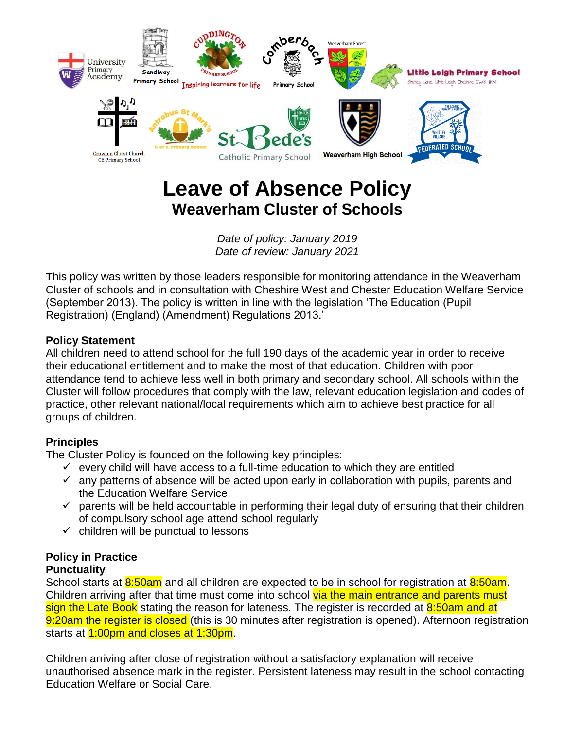# Leave of Absence Policy

## Weaverham Cluster of Schools

*Date of policy: January 2019*
*Date of review: January 2021*

This policy was written by those leaders responsible for monitoring attendance in the Weaverham Cluster of schools and in consultation with Cheshire West and Chester Education Welfare Service (September 2013). The policy is written in line with the legislation 'The Education (Pupil Registration) (England) (Amendment) Regulations 2013.'

**Policy Statement**

All children need to attend school for the full 190 days of the academic year in order to receive their educational entitlement and to make the most of that education. Children with poor attendance tend to achieve less well in both primary and secondary school. All schools within the Cluster will follow procedures that comply with the law, relevant education legislation and codes of practice, other relevant national/local requirements which aim to achieve best practice for all groups of children.

**Principles**

The Cluster Policy is founded on the following key principles:

- ✓ every child will have access to a full-time education to which they are entitled
- ✓ any patterns of absence will be acted upon early in collaboration with pupils, parents and the Education Welfare Service
- ✓ parents will be held accountable in performing their legal duty of ensuring that their children of compulsory school age attend school regularly
- ✓ children will be punctual to lessons

**Policy in Practice**

**Punctuality**

School starts at 8:50am and all children are expected to be in school for registration at 8:50am. Children arriving after that time must come into school via the main entrance and parents must sign the Late Book stating the reason for lateness. The register is recorded at 8:50am and at 9:20am the register is closed (this is 30 minutes after registration is opened). Afternoon registration starts at 1:00pm and closes at 1:30pm.

Children arriving after close of registration without a satisfactory explanation will receive unauthorised absence mark in the register. Persistent lateness may result in the school contacting Education Welfare or Social Care.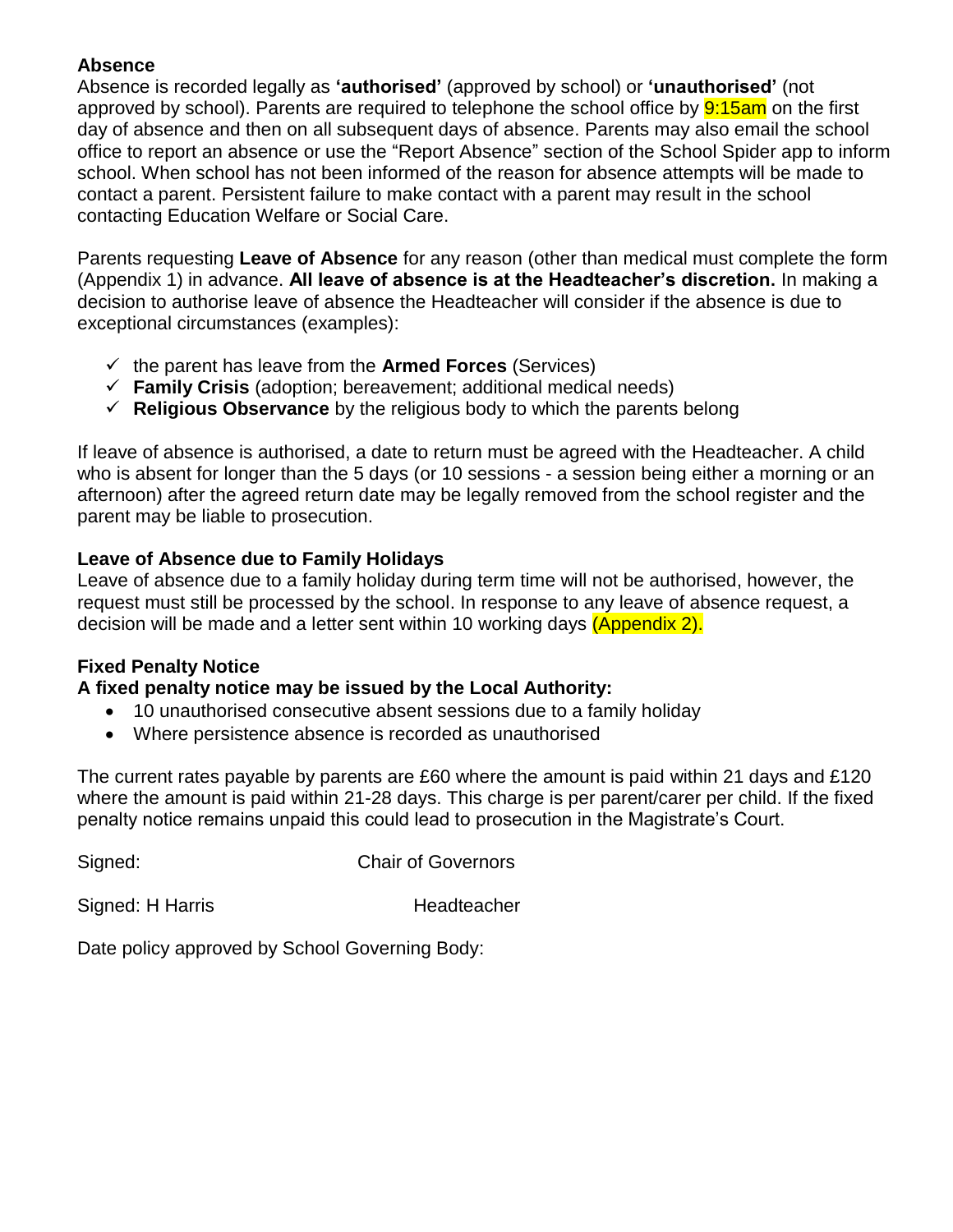**Absence**
Absence is recorded legally as **'authorised'** (approved by school) or **'unauthorised'** (not approved by school). Parents are required to telephone the school office by 9:15am on the first day of absence and then on all subsequent days of absence. Parents may also email the school office to report an absence or use the "Report Absence" section of the School Spider app to inform school. When school has not been informed of the reason for absence attempts will be made to contact a parent. Persistent failure to make contact with a parent may result in the school contacting Education Welfare or Social Care.

Parents requesting **Leave of Absence** for any reason (other than medical must complete the form (Appendix 1) in advance. **All leave of absence is at the Headteacher's discretion.** In making a decision to authorise leave of absence the Headteacher will consider if the absence is due to exceptional circumstances (examples):

- ✓ the parent has leave from the **Armed Forces** (Services)
- ✓ **Family Crisis** (adoption; bereavement; additional medical needs)
- ✓ **Religious Observance** by the religious body to which the parents belong

If leave of absence is authorised, a date to return must be agreed with the Headteacher. A child who is absent for longer than the 5 days (or 10 sessions - a session being either a morning or an afternoon) after the agreed return date may be legally removed from the school register and the parent may be liable to prosecution.

**Leave of Absence due to Family Holidays**
Leave of absence due to a family holiday during term time will not be authorised, however, the request must still be processed by the school. In response to any leave of absence request, a decision will be made and a letter sent within 10 working days (Appendix 2).

**Fixed Penalty Notice**
**A fixed penalty notice may be issued by the Local Authority:**

- 10 unauthorised consecutive absent sessions due to a family holiday
- Where persistence absence is recorded as unauthorised

The current rates payable by parents are £60 where the amount is paid within 21 days and £120 where the amount is paid within 21-28 days. This charge is per parent/carer per child. If the fixed penalty notice remains unpaid this could lead to prosecution in the Magistrate's Court.

Signed: Chair of Governors

Signed: H Harris Headteacher

Date policy approved by School Governing Body: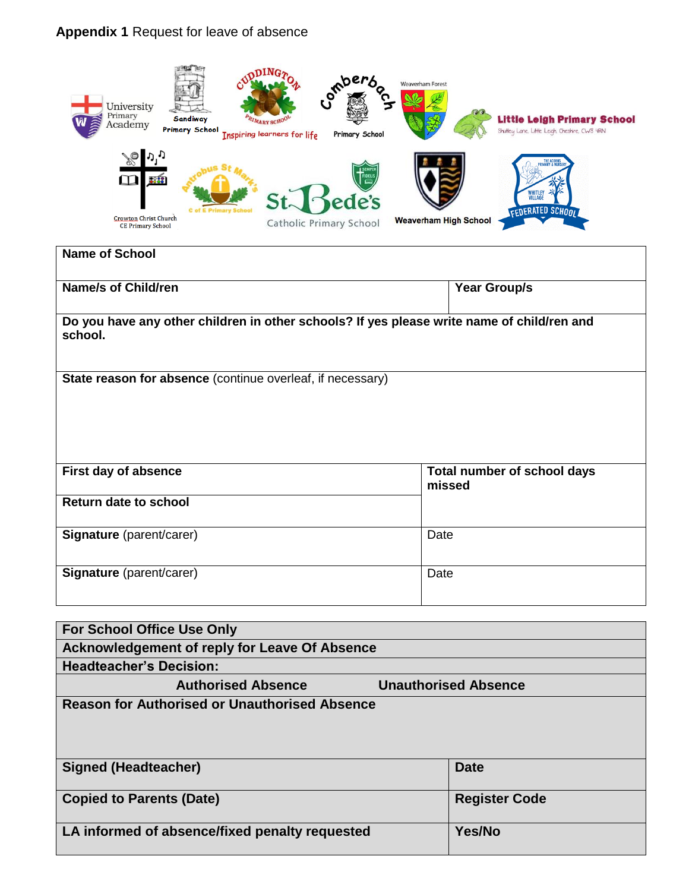**Appendix 1** Request for leave of absence

| **Name of School** | |
|---|---|
| **Name/s of Child/ren** | **Year Group/s** |
| **Do you have any other children in other schools? If yes please write name of child/ren and school.** | |
| **State reason for absence** (continue overleaf, if necessary) | |
| **First day of absence** | **Total number of school days missed** |
| **Return date to school** | |
| **Signature** (parent/carer) | Date |
| **Signature** (parent/carer) | Date |

| **For School Office Use Only** | |
|---|---|
| **Acknowledgement of reply for Leave Of Absence** | |
| **Headteacher's Decision:** | |
| **Authorised Absence** | **Unauthorised Absence** |
| **Reason for Authorised or Unauthorised Absence** | |
| **Signed (Headteacher)** | **Date** |
| **Copied to Parents (Date)** | **Register Code** |
| **LA informed of absence/fixed penalty requested** | **Yes/No** |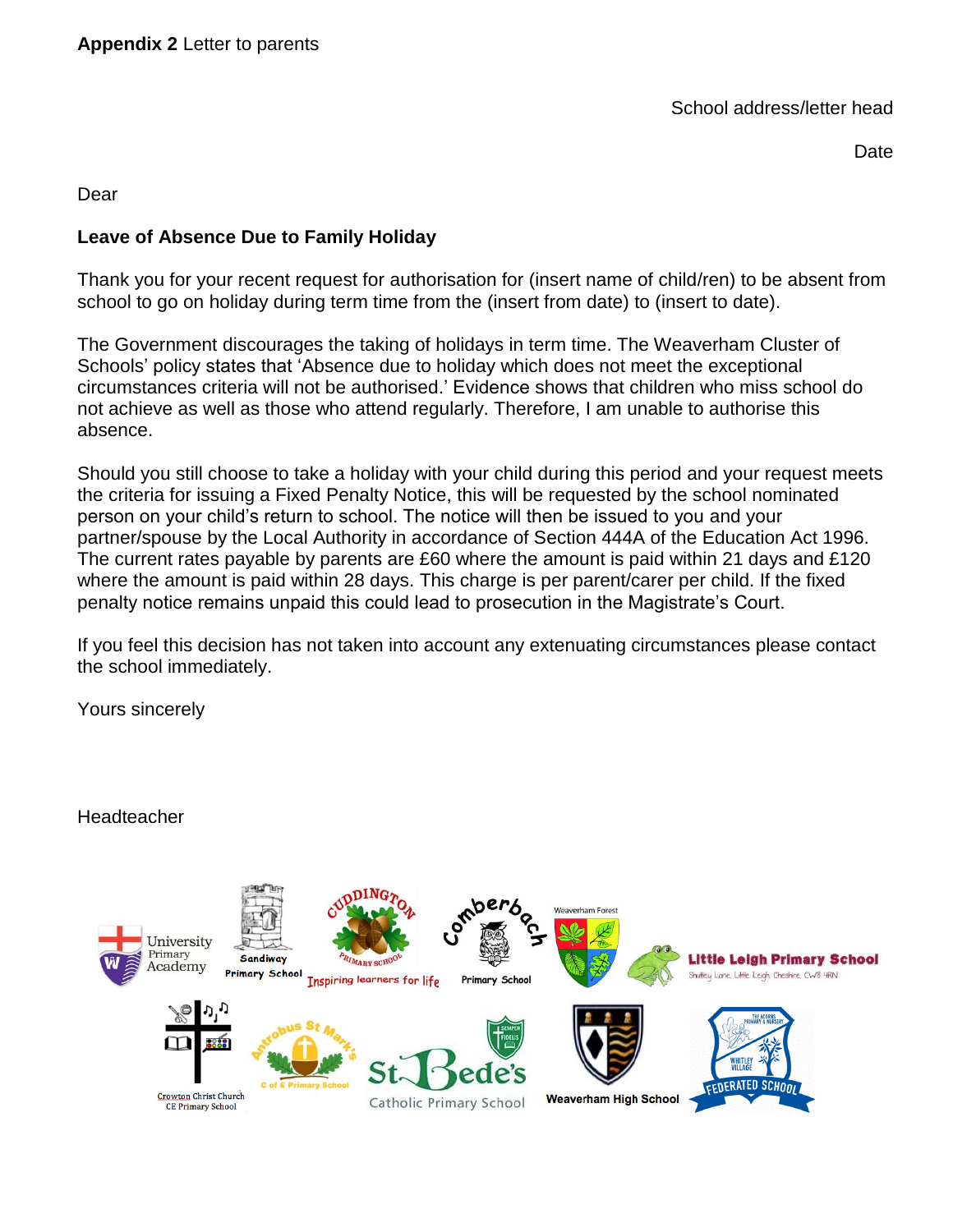**Appendix 2** Letter to parents

School address/letter head

Date

Dear

**Leave of Absence Due to Family Holiday**

Thank you for your recent request for authorisation for (insert name of child/ren) to be absent from school to go on holiday during term time from the (insert from date) to (insert to date).

The Government discourages the taking of holidays in term time. The Weaverham Cluster of Schools' policy states that 'Absence due to holiday which does not meet the exceptional circumstances criteria will not be authorised.' Evidence shows that children who miss school do not achieve as well as those who attend regularly. Therefore, I am unable to authorise this absence.

Should you still choose to take a holiday with your child during this period and your request meets the criteria for issuing a Fixed Penalty Notice, this will be requested by the school nominated person on your child's return to school. The notice will then be issued to you and your partner/spouse by the Local Authority in accordance of Section 444A of the Education Act 1996. The current rates payable by parents are £60 where the amount is paid within 21 days and £120 where the amount is paid within 28 days. This charge is per parent/carer per child. If the fixed penalty notice remains unpaid this could lead to prosecution in the Magistrate's Court.

If you feel this decision has not taken into account any extenuating circumstances please contact the school immediately.

Yours sincerely

Headteacher

University Primary Academy

Sandiway Primary School

Cuddington Primary School
Inspiring learners for life

Comberbach Primary School

Weaverham Forest

Little Leigh Primary School
Shutley Lane, Little Leigh, Cheshire, CW8 4RN

Crowton Christ Church CE Primary School

Antrobus St Mark's C of E Primary School

St Bede's Catholic Primary School

Weaverham High School

The Acorns Primary & Nursery
Whitley Village
Federated School